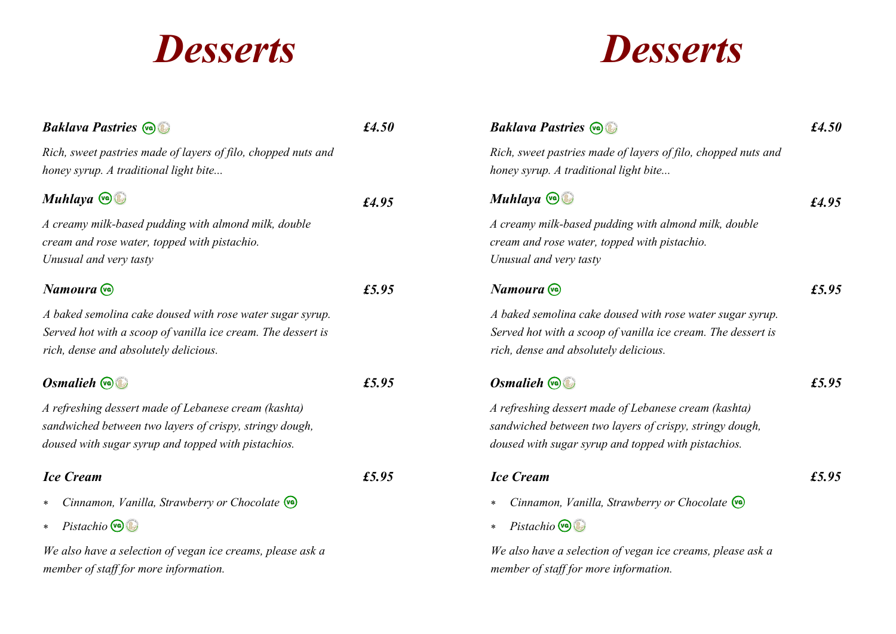# Desserts

***Baklava Pastries*** (VG) ***£4.50***

*Rich, sweet pastries made of layers of filo, chopped nuts and honey syrup. A traditional light bite...*

***Muhlaya*** (VG) ***£4.95***

*A creamy milk-based pudding with almond milk, double cream and rose water, topped with pistachio.*
*Unusual and very tasty*

***Namoura*** (VG) ***£5.95***

*A baked semolina cake doused with rose water sugar syrup. Served hot with a scoop of vanilla ice cream. The dessert is rich, dense and absolutely delicious.*

***Osmalieh*** (VG) ***£5.95***

*A refreshing dessert made of Lebanese cream (kashta) sandwiched between two layers of crispy, stringy dough, doused with sugar syrup and topped with pistachios.*

***Ice Cream*** ***£5.95***

- *Cinnamon, Vanilla, Strawberry or Chocolate* (VG)
- *Pistachio* (VG)

*We also have a selection of vegan ice creams, please ask a member of staff for more information.*

# Desserts

***Baklava Pastries*** (VG) ***£4.50***

*Rich, sweet pastries made of layers of filo, chopped nuts and honey syrup. A traditional light bite...*

***Muhlaya*** (VG) ***£4.95***

*A creamy milk-based pudding with almond milk, double cream and rose water, topped with pistachio.*
*Unusual and very tasty*

***Namoura*** (VG) ***£5.95***

*A baked semolina cake doused with rose water sugar syrup. Served hot with a scoop of vanilla ice cream. The dessert is rich, dense and absolutely delicious.*

***Osmalieh*** (VG) ***£5.95***

*A refreshing dessert made of Lebanese cream (kashta) sandwiched between two layers of crispy, stringy dough, doused with sugar syrup and topped with pistachios.*

***Ice Cream*** ***£5.95***

- *Cinnamon, Vanilla, Strawberry or Chocolate* (VG)
- *Pistachio* (VG)

*We also have a selection of vegan ice creams, please ask a member of staff for more information.*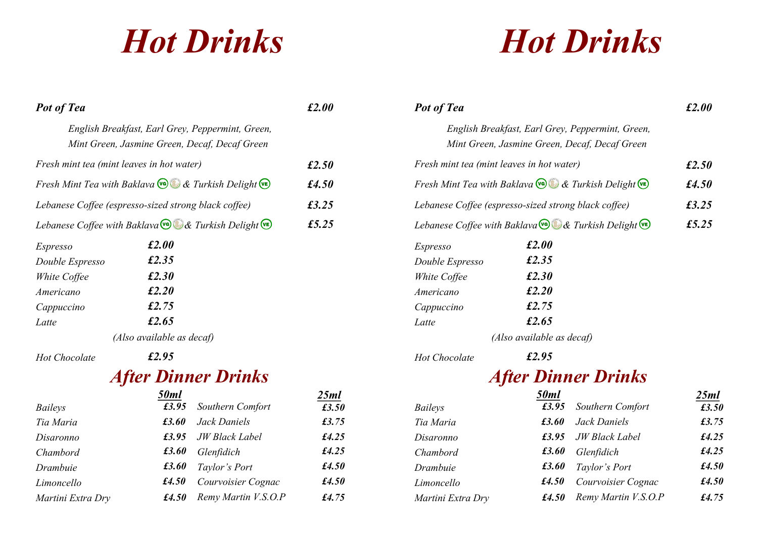# *Hot Drinks*

***Pot of Tea*** — ***£2.00***

*English Breakfast, Earl Grey, Peppermint, Green, Mint Green, Jasmine Green, Decaf, Decaf Green*

| | |
|---|---|
| *Fresh mint tea (mint leaves in hot water)* | ***£2.50*** |
| *Fresh Mint Tea with Baklava* (VG) *& Turkish Delight* (VE) | ***£4.50*** |
| *Lebanese Coffee (espresso-sized strong black coffee)* | ***£3.25*** |
| *Lebanese Coffee with Baklava* (VG) *& Turkish Delight* (VE) | ***£5.25*** |

| | |
|---|---|
| *Espresso* | ***£2.00*** |
| *Double Espresso* | ***£2.35*** |
| *White Coffee* | ***£2.30*** |
| *Americano* | ***£2.20*** |
| *Cappuccino* | ***£2.75*** |
| *Latte* | ***£2.65*** |

*(Also available as decaf)*

| | |
|---|---|
| *Hot Chocolate* | ***£2.95*** |

## *After Dinner Drinks*

| | ***50ml*** | | ***25ml*** |
|---|---|---|---|
| *Baileys* | ***£3.95*** | *Southern Comfort* | ***£3.50*** |
| *Tia Maria* | ***£3.60*** | *Jack Daniels* | ***£3.75*** |
| *Disaronno* | ***£3.95*** | *JW Black Label* | ***£4.25*** |
| *Chambord* | ***£3.60*** | *Glenfidich* | ***£4.25*** |
| *Drambuie* | ***£3.60*** | *Taylor's Port* | ***£4.50*** |
| *Limoncello* | ***£4.50*** | *Courvoisier Cognac* | ***£4.50*** |
| *Martini Extra Dry* | ***£4.50*** | *Remy Martin V.S.O.P* | ***£4.75*** |

# *Hot Drinks*

***Pot of Tea*** — ***£2.00***

*English Breakfast, Earl Grey, Peppermint, Green, Mint Green, Jasmine Green, Decaf, Decaf Green*

| | |
|---|---|
| *Fresh mint tea (mint leaves in hot water)* | ***£2.50*** |
| *Fresh Mint Tea with Baklava* (VG) *& Turkish Delight* (VE) | ***£4.50*** |
| *Lebanese Coffee (espresso-sized strong black coffee)* | ***£3.25*** |
| *Lebanese Coffee with Baklava* (VG) *& Turkish Delight* (VE) | ***£5.25*** |

| | |
|---|---|
| *Espresso* | ***£2.00*** |
| *Double Espresso* | ***£2.35*** |
| *White Coffee* | ***£2.30*** |
| *Americano* | ***£2.20*** |
| *Cappuccino* | ***£2.75*** |
| *Latte* | ***£2.65*** |

*(Also available as decaf)*

| | |
|---|---|
| *Hot Chocolate* | ***£2.95*** |

## *After Dinner Drinks*

| | ***50ml*** | | ***25ml*** |
|---|---|---|---|
| *Baileys* | ***£3.95*** | *Southern Comfort* | ***£3.50*** |
| *Tia Maria* | ***£3.60*** | *Jack Daniels* | ***£3.75*** |
| *Disaronno* | ***£3.95*** | *JW Black Label* | ***£4.25*** |
| *Chambord* | ***£3.60*** | *Glenfidich* | ***£4.25*** |
| *Drambuie* | ***£3.60*** | *Taylor's Port* | ***£4.50*** |
| *Limoncello* | ***£4.50*** | *Courvoisier Cognac* | ***£4.50*** |
| *Martini Extra Dry* | ***£4.50*** | *Remy Martin V.S.O.P* | ***£4.75*** |